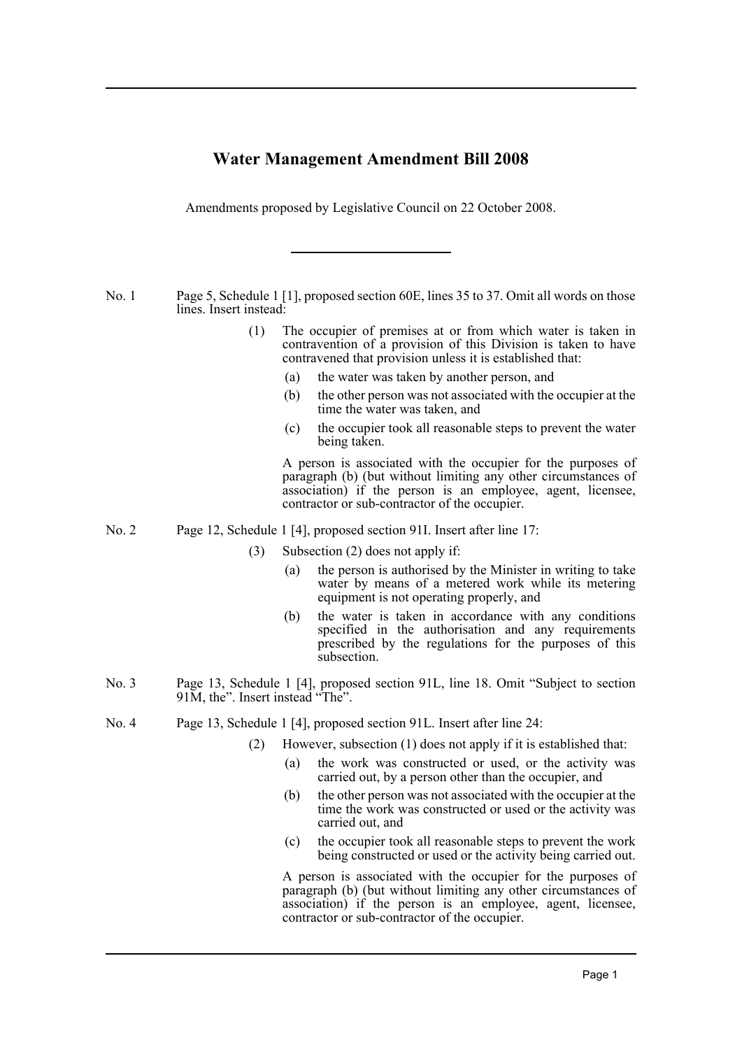# Water Management Amendment Bill 2008

Amendments proposed by Legislative Council on 22 October 2008.

---

No. 1 Page 5, Schedule 1 [1], proposed section 60E, lines 35 to 37. Omit all words on those lines. Insert instead:

> (1) The occupier of premises at or from which water is taken in contravention of a provision of this Division is taken to have contravened that provision unless it is established that:
>
> (a) the water was taken by another person, and
>
> (b) the other person was not associated with the occupier at the time the water was taken, and
>
> (c) the occupier took all reasonable steps to prevent the water being taken.
>
> A person is associated with the occupier for the purposes of paragraph (b) (but without limiting any other circumstances of association) if the person is an employee, agent, licensee, contractor or sub-contractor of the occupier.

No. 2 Page 12, Schedule 1 [4], proposed section 91I. Insert after line 17:

> (3) Subsection (2) does not apply if:
>
> (a) the person is authorised by the Minister in writing to take water by means of a metered work while its metering equipment is not operating properly, and
>
> (b) the water is taken in accordance with any conditions specified in the authorisation and any requirements prescribed by the regulations for the purposes of this subsection.

No. 3 Page 13, Schedule 1 [4], proposed section 91L, line 18. Omit "Subject to section 91M, the". Insert instead "The".

No. 4 Page 13, Schedule 1 [4], proposed section 91L. Insert after line 24:

> (2) However, subsection (1) does not apply if it is established that:
>
> (a) the work was constructed or used, or the activity was carried out, by a person other than the occupier, and
>
> (b) the other person was not associated with the occupier at the time the work was constructed or used or the activity was carried out, and
>
> (c) the occupier took all reasonable steps to prevent the work being constructed or used or the activity being carried out.
>
> A person is associated with the occupier for the purposes of paragraph (b) (but without limiting any other circumstances of association) if the person is an employee, agent, licensee, contractor or sub-contractor of the occupier.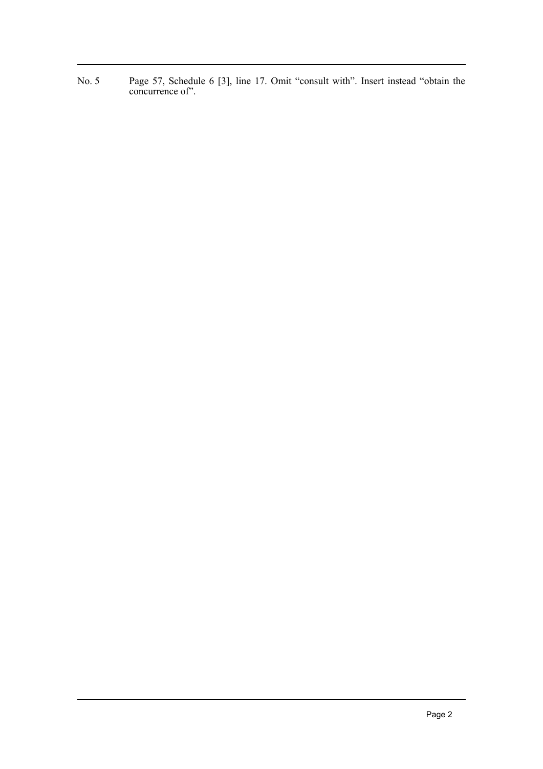No. 5 Page 57, Schedule 6 [3], line 17. Omit "consult with". Insert instead "obtain the concurrence of".